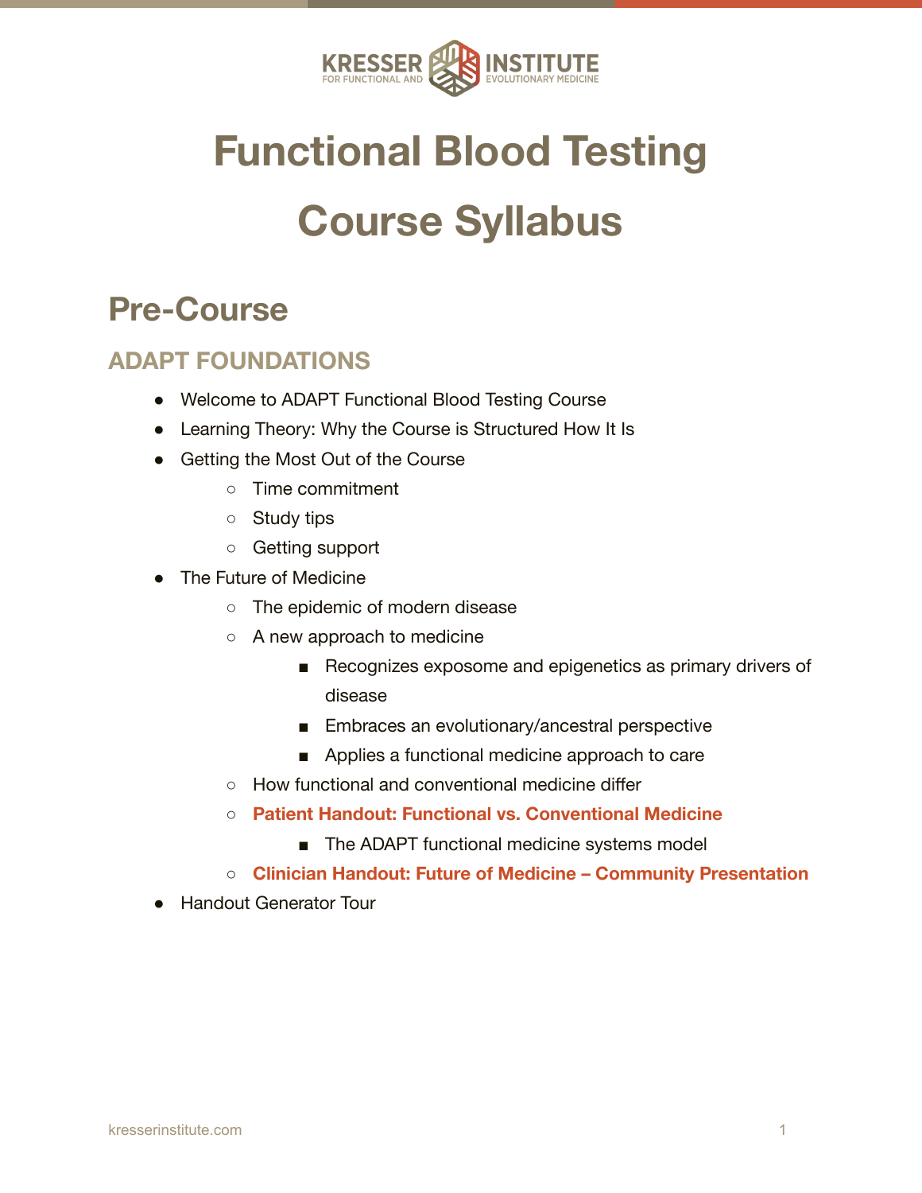# Functional Blood Testing Course Syllabus

## Pre-Course

### ADAPT FOUNDATIONS

- Welcome to ADAPT Functional Blood Testing Course
- Learning Theory: Why the Course is Structured How It Is
- Getting the Most Out of the Course
    - Time commitment
    - Study tips
    - Getting support
- The Future of Medicine
    - The epidemic of modern disease
    - A new approach to medicine
        - Recognizes exposome and epigenetics as primary drivers of disease
        - Embraces an evolutionary/ancestral perspective
        - Applies a functional medicine approach to care
    - How functional and conventional medicine differ
    - **Patient Handout: Functional vs. Conventional Medicine**
        - The ADAPT functional medicine systems model
    - **Clinician Handout: Future of Medicine – Community Presentation**
- Handout Generator Tour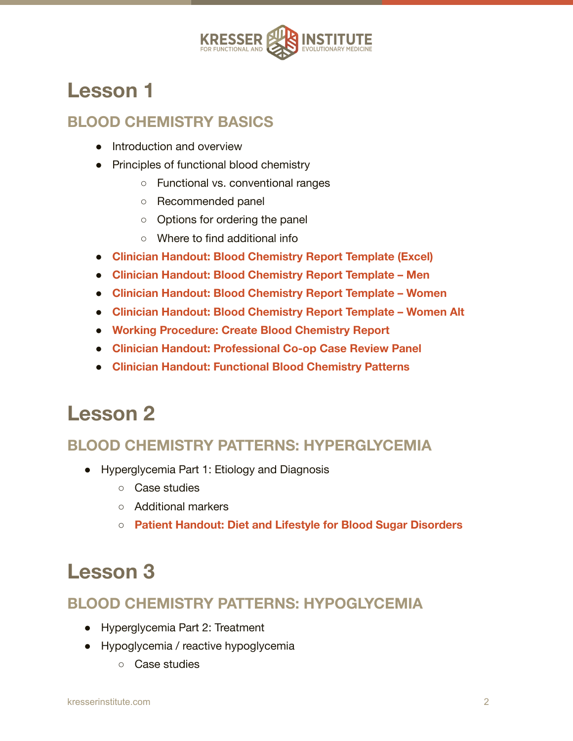# Lesson 1

## BLOOD CHEMISTRY BASICS

- Introduction and overview
- Principles of functional blood chemistry
    - Functional vs. conventional ranges
    - Recommended panel
    - Options for ordering the panel
    - Where to find additional info
- **Clinician Handout: Blood Chemistry Report Template (Excel)**
- **Clinician Handout: Blood Chemistry Report Template – Men**
- **Clinician Handout: Blood Chemistry Report Template – Women**
- **Clinician Handout: Blood Chemistry Report Template – Women Alt**
- **Working Procedure: Create Blood Chemistry Report**
- **Clinician Handout: Professional Co-op Case Review Panel**
- **Clinician Handout: Functional Blood Chemistry Patterns**

# Lesson 2

## BLOOD CHEMISTRY PATTERNS: HYPERGLYCEMIA

- Hyperglycemia Part 1: Etiology and Diagnosis
    - Case studies
    - Additional markers
    - **Patient Handout: Diet and Lifestyle for Blood Sugar Disorders**

# Lesson 3

## BLOOD CHEMISTRY PATTERNS: HYPOGLYCEMIA

- Hyperglycemia Part 2: Treatment
- Hypoglycemia / reactive hypoglycemia
    - Case studies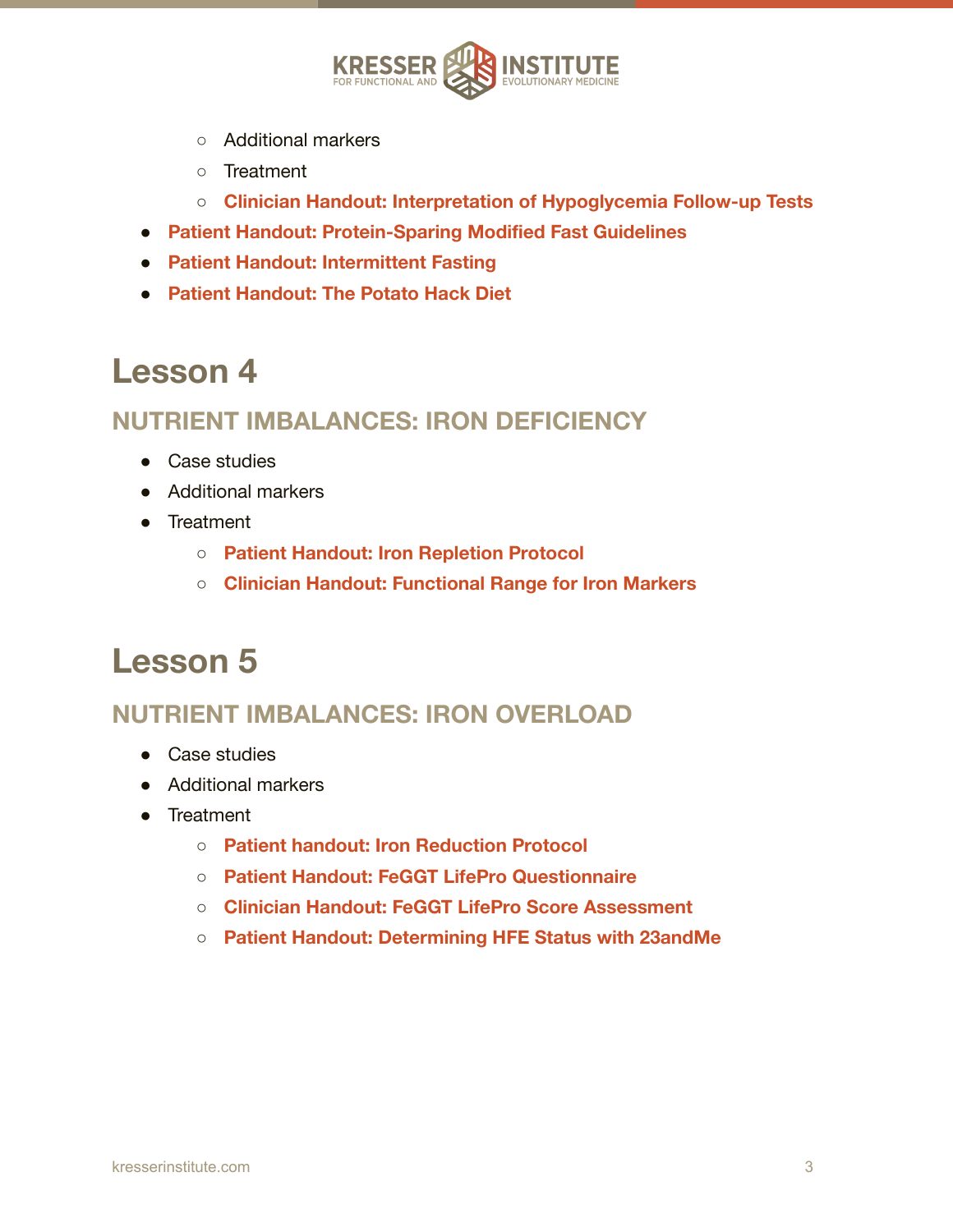- Additional markers
    - Treatment
    - **Clinician Handout: Interpretation of Hypoglycemia Follow-up Tests**
- **Patient Handout: Protein-Sparing Modified Fast Guidelines**
- **Patient Handout: Intermittent Fasting**
- **Patient Handout: The Potato Hack Diet**

# Lesson 4

## NUTRIENT IMBALANCES: IRON DEFICIENCY

- Case studies
- Additional markers
- Treatment
    - **Patient Handout: Iron Repletion Protocol**
    - **Clinician Handout: Functional Range for Iron Markers**

# Lesson 5

## NUTRIENT IMBALANCES: IRON OVERLOAD

- Case studies
- Additional markers
- Treatment
    - **Patient handout: Iron Reduction Protocol**
    - **Patient Handout: FeGGT LifePro Questionnaire**
    - **Clinician Handout: FeGGT LifePro Score Assessment**
    - **Patient Handout: Determining HFE Status with 23andMe**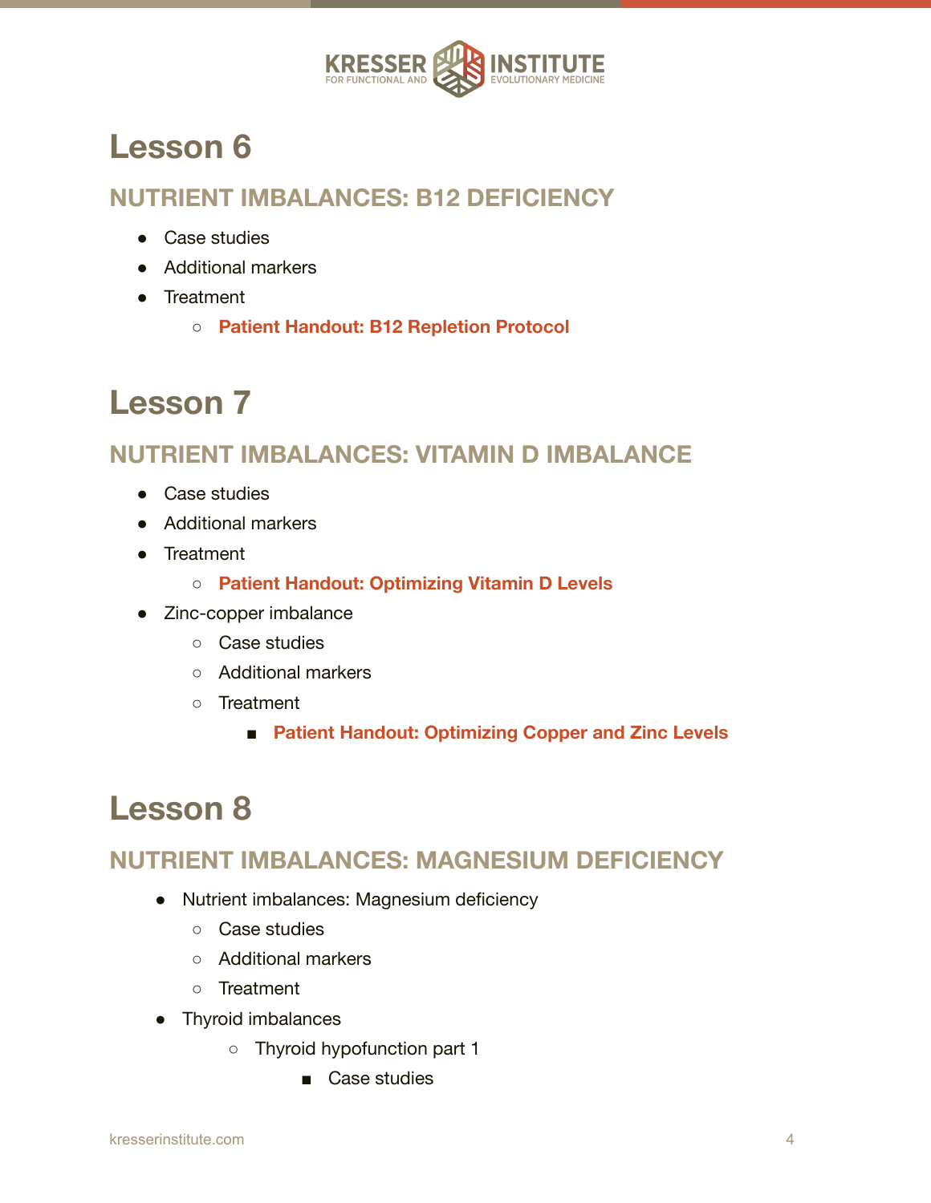# Lesson 6

## NUTRIENT IMBALANCES: B12 DEFICIENCY

- Case studies
- Additional markers
- Treatment
    - **Patient Handout: B12 Repletion Protocol**

# Lesson 7

## NUTRIENT IMBALANCES: VITAMIN D IMBALANCE

- Case studies
- Additional markers
- Treatment
    - **Patient Handout: Optimizing Vitamin D Levels**
- Zinc-copper imbalance
    - Case studies
    - Additional markers
    - Treatment
        - **Patient Handout: Optimizing Copper and Zinc Levels**

# Lesson 8

## NUTRIENT IMBALANCES: MAGNESIUM DEFICIENCY

- Nutrient imbalances: Magnesium deficiency
    - Case studies
    - Additional markers
    - Treatment
- Thyroid imbalances
    - Thyroid hypofunction part 1
        - Case studies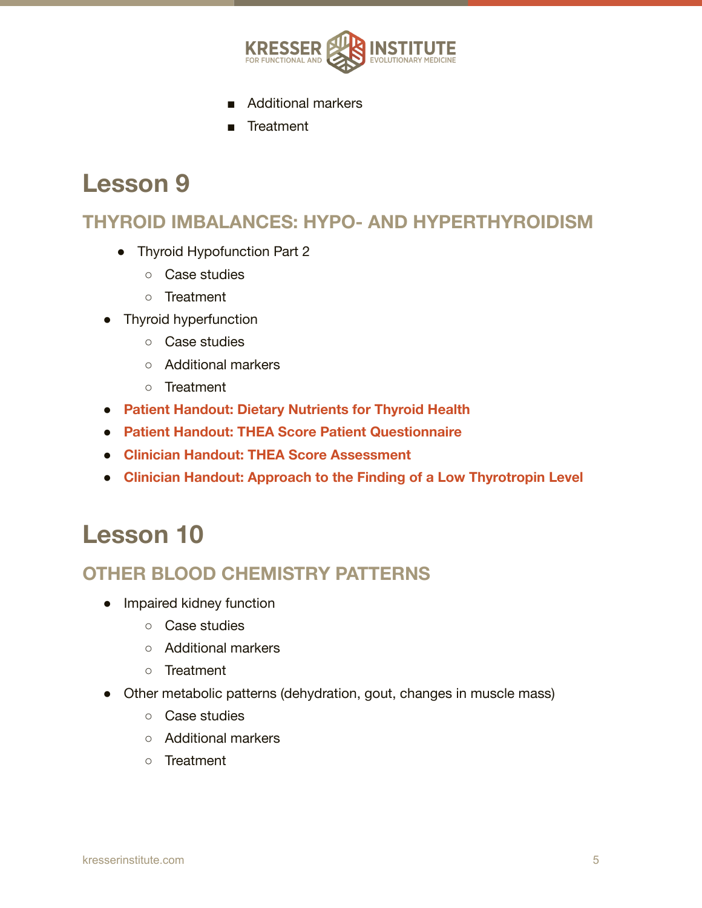- Additional markers
        - Treatment

# Lesson 9

## THYROID IMBALANCES: HYPO- AND HYPERTHYROIDISM

- Thyroid Hypofunction Part 2
    - Case studies
    - Treatment
- Thyroid hyperfunction
    - Case studies
    - Additional markers
    - Treatment
- **Patient Handout: Dietary Nutrients for Thyroid Health**
- **Patient Handout: THEA Score Patient Questionnaire**
- **Clinician Handout: THEA Score Assessment**
- **Clinician Handout: Approach to the Finding of a Low Thyrotropin Level**

# Lesson 10

## OTHER BLOOD CHEMISTRY PATTERNS

- Impaired kidney function
    - Case studies
    - Additional markers
    - Treatment
- Other metabolic patterns (dehydration, gout, changes in muscle mass)
    - Case studies
    - Additional markers
    - Treatment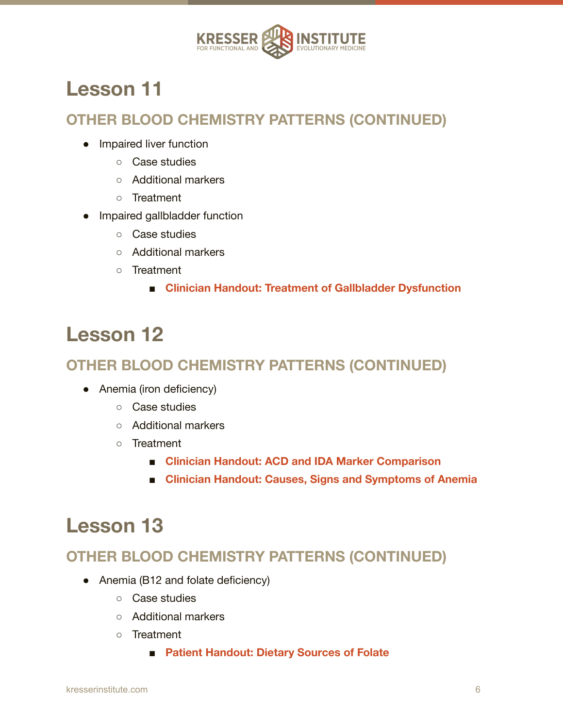# Lesson 11

## OTHER BLOOD CHEMISTRY PATTERNS (CONTINUED)

- Impaired liver function
  - Case studies
  - Additional markers
  - Treatment
- Impaired gallbladder function
  - Case studies
  - Additional markers
  - Treatment
    - **Clinician Handout: Treatment of Gallbladder Dysfunction**

# Lesson 12

## OTHER BLOOD CHEMISTRY PATTERNS (CONTINUED)

- Anemia (iron deficiency)
  - Case studies
  - Additional markers
  - Treatment
    - **Clinician Handout: ACD and IDA Marker Comparison**
    - **Clinician Handout: Causes, Signs and Symptoms of Anemia**

# Lesson 13

## OTHER BLOOD CHEMISTRY PATTERNS (CONTINUED)

- Anemia (B12 and folate deficiency)
  - Case studies
  - Additional markers
  - Treatment
    - **Patient Handout: Dietary Sources of Folate**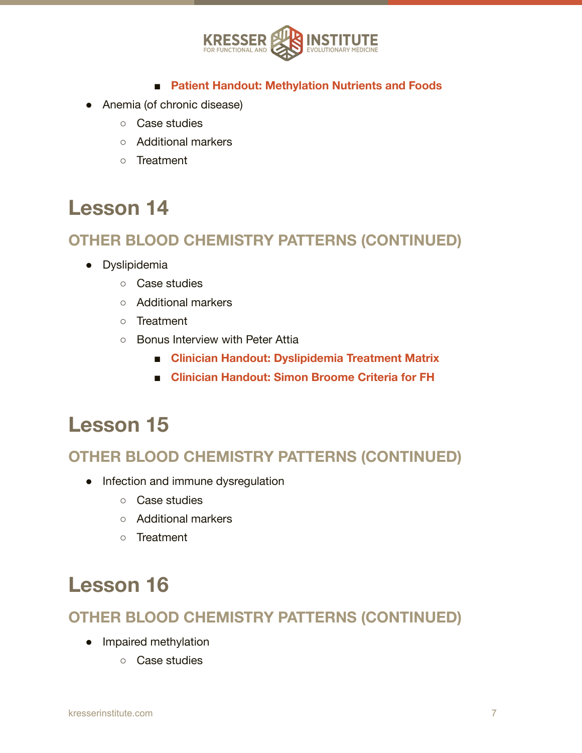- **Patient Handout: Methylation Nutrients and Foods**
- Anemia (of chronic disease)
    - Case studies
    - Additional markers
    - Treatment

# Lesson 14

## OTHER BLOOD CHEMISTRY PATTERNS (CONTINUED)

- Dyslipidemia
    - Case studies
    - Additional markers
    - Treatment
    - Bonus Interview with Peter Attia
        - **Clinician Handout: Dyslipidemia Treatment Matrix**
        - **Clinician Handout: Simon Broome Criteria for FH**

# Lesson 15

## OTHER BLOOD CHEMISTRY PATTERNS (CONTINUED)

- Infection and immune dysregulation
    - Case studies
    - Additional markers
    - Treatment

# Lesson 16

## OTHER BLOOD CHEMISTRY PATTERNS (CONTINUED)

- Impaired methylation
    - Case studies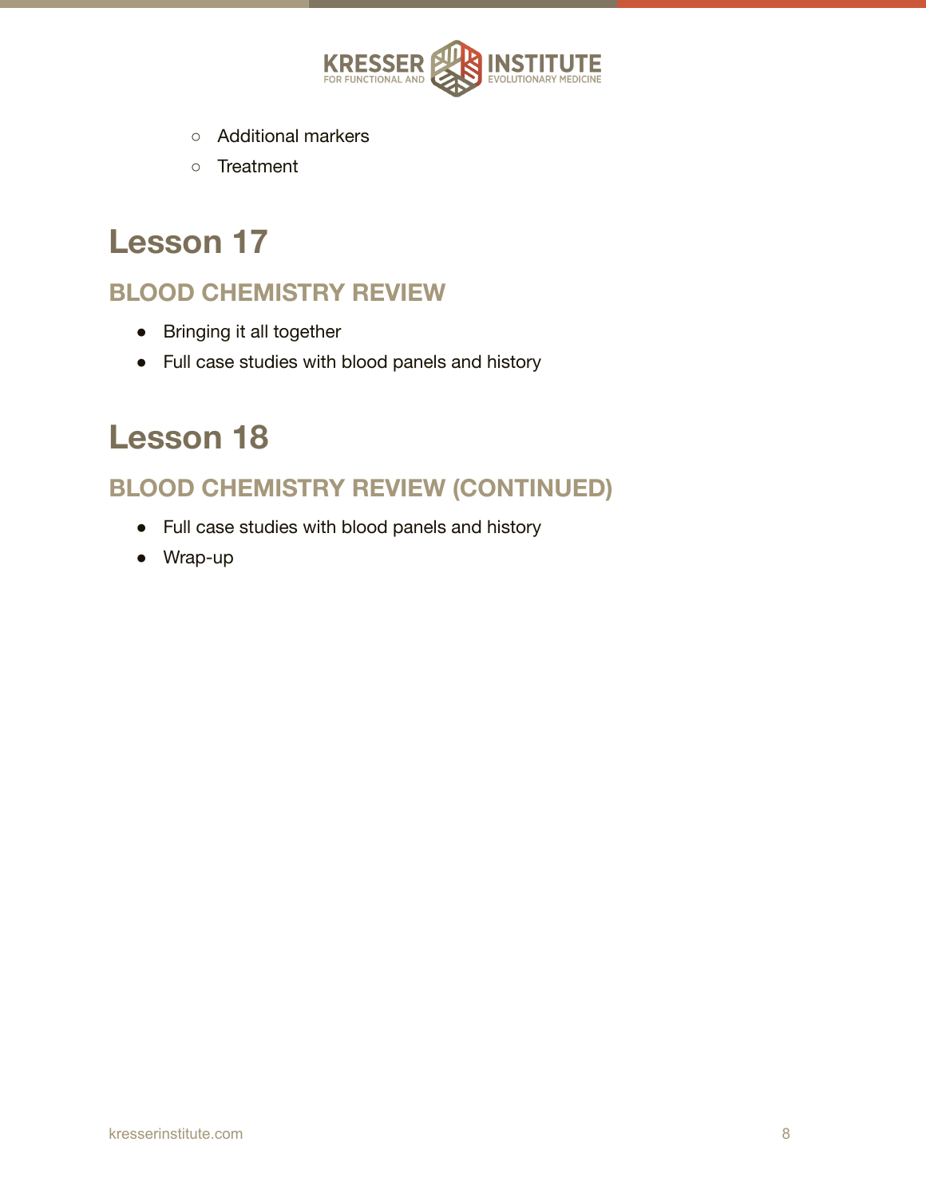- Additional markers
    - Treatment

## Lesson 17

### BLOOD CHEMISTRY REVIEW

- Bringing it all together
- Full case studies with blood panels and history

## Lesson 18

### BLOOD CHEMISTRY REVIEW (CONTINUED)

- Full case studies with blood panels and history
- Wrap-up